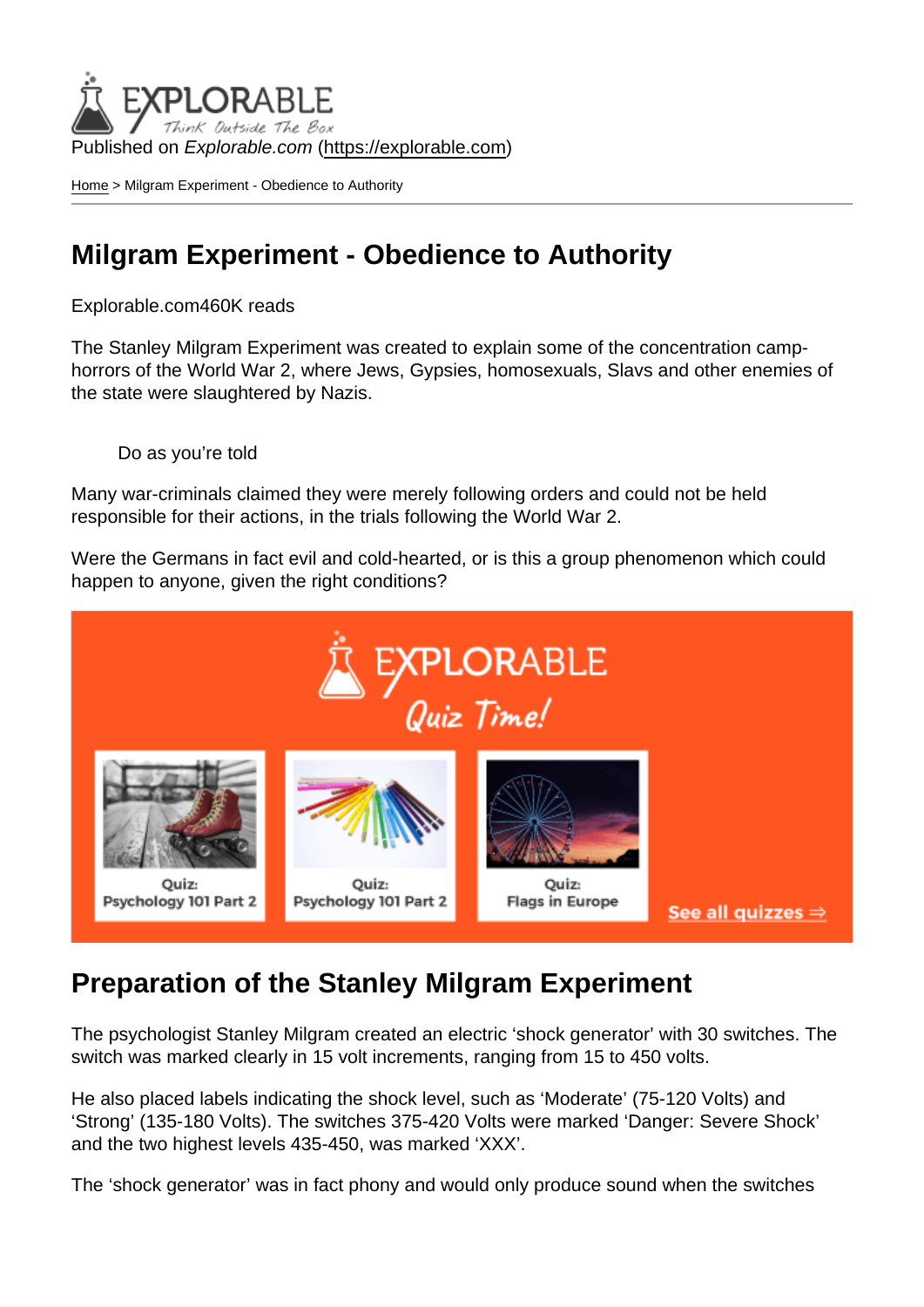Published on *Explorable.com* (https://explorable.com)

Home > Milgram Experiment - Obedience to Authority

# Milgram Experiment - Obedience to Authority

Explorable.com460K reads

The Stanley Milgram Experiment was created to explain some of the concentration camp-horrors of the World War 2, where Jews, Gypsies, homosexuals, Slavs and other enemies of the state were slaughtered by Nazis.

Do as you're told

Many war-criminals claimed they were merely following orders and could not be held responsible for their actions, in the trials following the World War 2.

Were the Germans in fact evil and cold-hearted, or is this a group phenomenon which could happen to anyone, given the right conditions?

## Preparation of the Stanley Milgram Experiment

The psychologist Stanley Milgram created an electric 'shock generator' with 30 switches. The switch was marked clearly in 15 volt increments, ranging from 15 to 450 volts.

He also placed labels indicating the shock level, such as 'Moderate' (75-120 Volts) and 'Strong' (135-180 Volts). The switches 375-420 Volts were marked 'Danger: Severe Shock' and the two highest levels 435-450, was marked 'XXX'.

The 'shock generator' was in fact phony and would only produce sound when the switches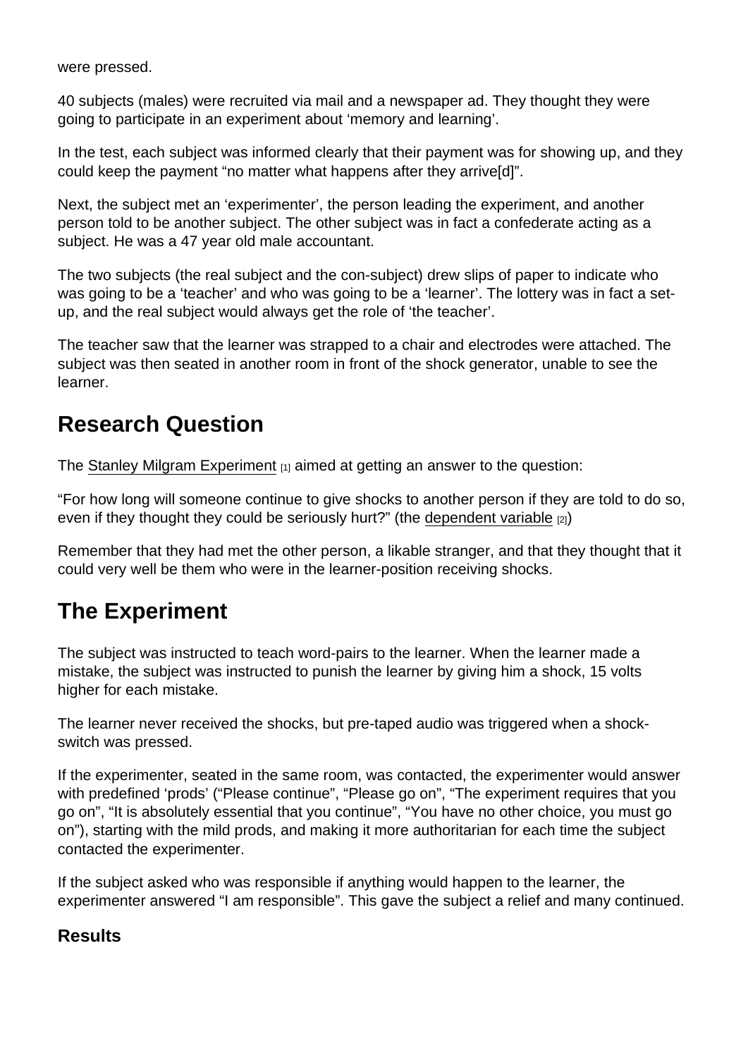were pressed.

40 subjects (males) were recruited via mail and a newspaper ad. They thought they were going to participate in an experiment about ‘memory and learning’.

In the test, each subject was informed clearly that their payment was for showing up, and they could keep the payment “no matter what happens after they arrive[d]”.

Next, the subject met an ‘experimenter’, the person leading the experiment, and another person told to be another subject. The other subject was in fact a confederate acting as a subject. He was a 47 year old male accountant.

The two subjects (the real subject and the con-subject) drew slips of paper to indicate who was going to be a ‘teacher’ and who was going to be a ‘learner’. The lottery was in fact a set-up, and the real subject would always get the role of ‘the teacher’.

The teacher saw that the learner was strapped to a chair and electrodes were attached. The subject was then seated in another room in front of the shock generator, unable to see the learner.

## Research Question

The Stanley Milgram Experiment [1] aimed at getting an answer to the question:

“For how long will someone continue to give shocks to another person if they are told to do so, even if they thought they could be seriously hurt?” (the dependent variable [2])

Remember that they had met the other person, a likable stranger, and that they thought that it could very well be them who were in the learner-position receiving shocks.

## The Experiment

The subject was instructed to teach word-pairs to the learner. When the learner made a mistake, the subject was instructed to punish the learner by giving him a shock, 15 volts higher for each mistake.

The learner never received the shocks, but pre-taped audio was triggered when a shock-switch was pressed.

If the experimenter, seated in the same room, was contacted, the experimenter would answer with predefined ‘prods’ (“Please continue”, “Please go on”, “The experiment requires that you go on”, “It is absolutely essential that you continue”, “You have no other choice, you must go on”), starting with the mild prods, and making it more authoritarian for each time the subject contacted the experimenter.

If the subject asked who was responsible if anything would happen to the learner, the experimenter answered “I am responsible”. This gave the subject a relief and many continued.

### Results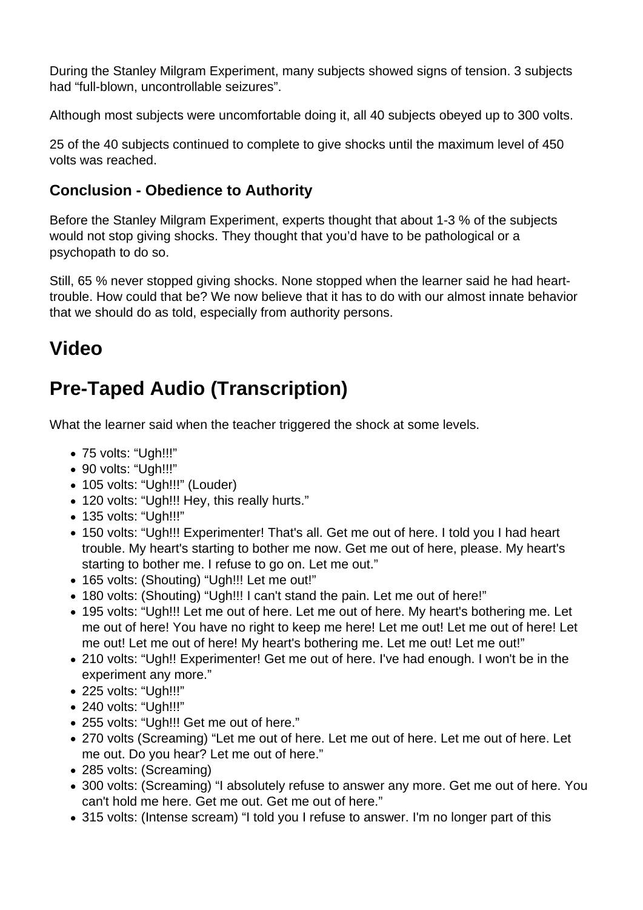During the Stanley Milgram Experiment, many subjects showed signs of tension. 3 subjects had “full-blown, uncontrollable seizures”.

Although most subjects were uncomfortable doing it, all 40 subjects obeyed up to 300 volts.

25 of the 40 subjects continued to complete to give shocks until the maximum level of 450 volts was reached.

### Conclusion - Obedience to Authority

Before the Stanley Milgram Experiment, experts thought that about 1-3 % of the subjects would not stop giving shocks. They thought that you’d have to be pathological or a psychopath to do so.

Still, 65 % never stopped giving shocks. None stopped when the learner said he had heart-trouble. How could that be? We now believe that it has to do with our almost innate behavior that we should do as told, especially from authority persons.

## Video

## Pre-Taped Audio (Transcription)

What the learner said when the teacher triggered the shock at some levels.

- 75 volts: “Ugh!!!”
- 90 volts: “Ugh!!!”
- 105 volts: “Ugh!!!” (Louder)
- 120 volts: “Ugh!!! Hey, this really hurts.”
- 135 volts: “Ugh!!!”
- 150 volts: “Ugh!!! Experimenter! That's all. Get me out of here. I told you I had heart trouble. My heart's starting to bother me now. Get me out of here, please. My heart's starting to bother me. I refuse to go on. Let me out.”
- 165 volts: (Shouting) “Ugh!!! Let me out!”
- 180 volts: (Shouting) “Ugh!!! I can't stand the pain. Let me out of here!”
- 195 volts: “Ugh!!! Let me out of here. Let me out of here. My heart's bothering me. Let me out of here! You have no right to keep me here! Let me out! Let me out of here! Let me out! Let me out of here! My heart's bothering me. Let me out! Let me out!”
- 210 volts: “Ugh!! Experimenter! Get me out of here. I've had enough. I won't be in the experiment any more.”
- 225 volts: “Ugh!!!”
- 240 volts: “Ugh!!!”
- 255 volts: “Ugh!!! Get me out of here.”
- 270 volts (Screaming) “Let me out of here. Let me out of here. Let me out of here. Let me out. Do you hear? Let me out of here.”
- 285 volts: (Screaming)
- 300 volts: (Screaming) “I absolutely refuse to answer any more. Get me out of here. You can't hold me here. Get me out. Get me out of here.”
- 315 volts: (Intense scream) “I told you I refuse to answer. I'm no longer part of this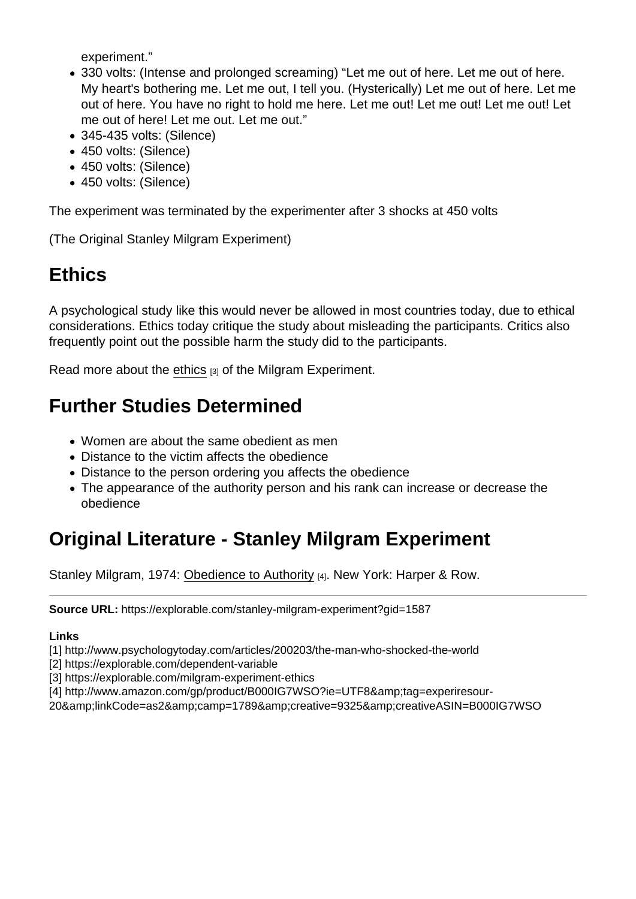experiment."

- 330 volts: (Intense and prolonged screaming) "Let me out of here. Let me out of here. My heart's bothering me. Let me out, I tell you. (Hysterically) Let me out of here. Let me out of here. You have no right to hold me here. Let me out! Let me out! Let me out! Let me out of here! Let me out. Let me out."
- 345-435 volts: (Silence)
- 450 volts: (Silence)
- 450 volts: (Silence)
- 450 volts: (Silence)

The experiment was terminated by the experimenter after 3 shocks at 450 volts

(The Original Stanley Milgram Experiment)

## Ethics

A psychological study like this would never be allowed in most countries today, due to ethical considerations. Ethics today critique the study about misleading the participants. Critics also frequently point out the possible harm the study did to the participants.

Read more about the ethics [3] of the Milgram Experiment.

## Further Studies Determined

- Women are about the same obedient as men
- Distance to the victim affects the obedience
- Distance to the person ordering you affects the obedience
- The appearance of the authority person and his rank can increase or decrease the obedience

## Original Literature - Stanley Milgram Experiment

Stanley Milgram, 1974: Obedience to Authority [4]. New York: Harper & Row.

---

**Source URL:** https://explorable.com/stanley-milgram-experiment?gid=1587

**Links**

[1] http://www.psychologytoday.com/articles/200203/the-man-who-shocked-the-world
[2] https://explorable.com/dependent-variable
[3] https://explorable.com/milgram-experiment-ethics
[4] http://www.amazon.com/gp/product/B000IG7WSO?ie=UTF8&amp;tag=experiresour-20&amp;linkCode=as2&amp;camp=1789&amp;creative=9325&amp;creativeASIN=B000IG7WSO